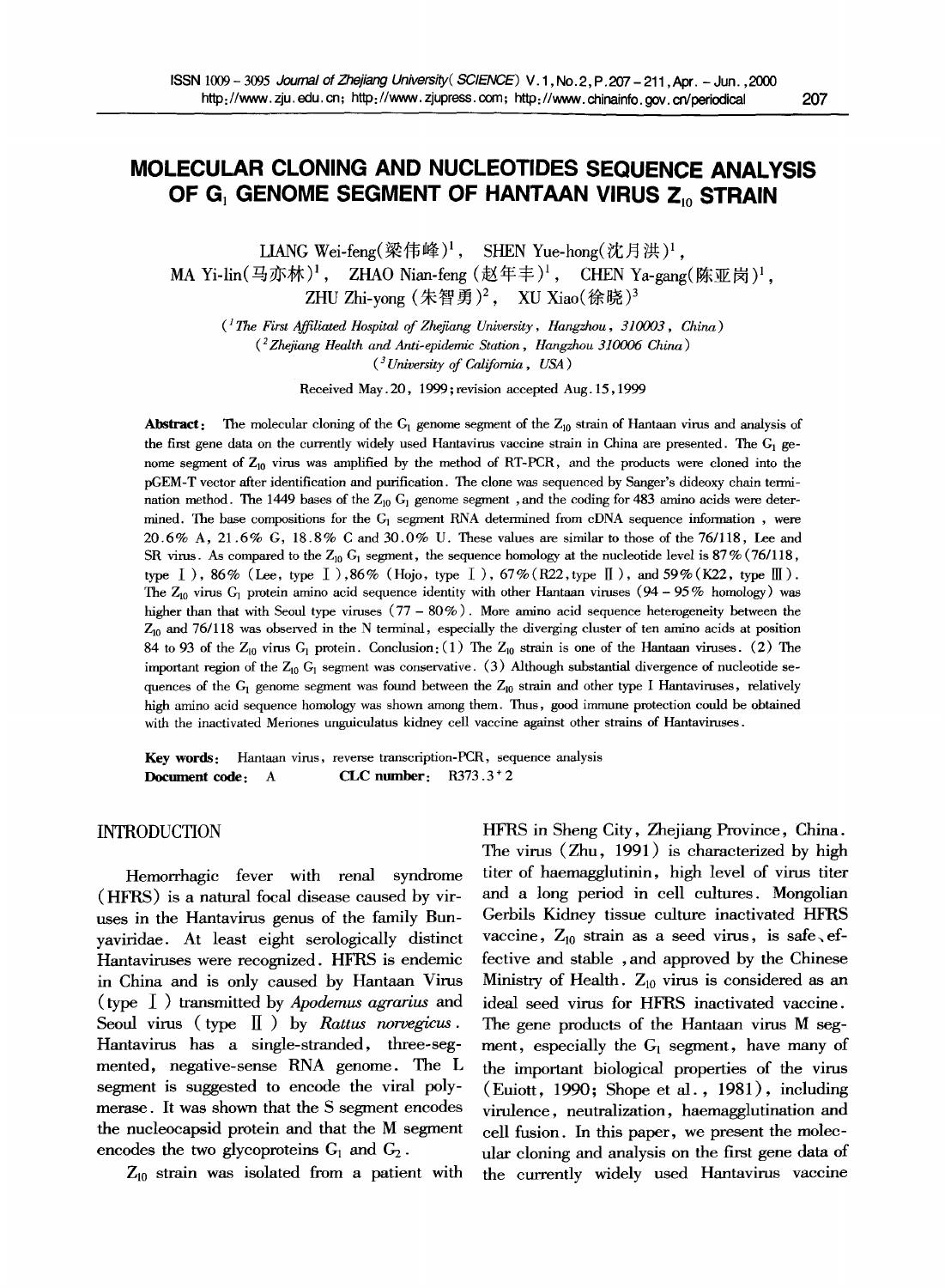# MOLECULAR CLONING AND NUCLEOTIDES SEQUENCE ANALYSIS OF $G_1$ GENOME SEGMENT OF HANTAAN VIRUS $Z_{10}$ STRAIN

LIANG Wei-feng(梁伟峰)[1], SHEN Yue-hong(沈月洪)[1], MA Yi-lin(马亦林)[1], ZHAO Nian-feng (赵年丰)[1], CHEN Ya-gang(陈亚岗)[1], ZHU Zhi-yong (朱智勇)[2], XU Xiao(徐晓)[3]

([1]*The First Affiliated Hospital of Zhejiang University, Hangzhou, 310003, China*)
([2]*Zhejiang Health and Anti-epidemic Station, Hangzhou 310006 China*)
([3]*University of California, USA*)

Received May.20, 1999; revision accepted Aug.15, 1999

**Abstract:** The molecular cloning of the $G_1$ genome segment of the $Z_{10}$ strain of Hantaan virus and analysis of the first gene data on the currently widely used Hantavirus vaccine strain in China are presented. The $G_1$ genome segment of $Z_{10}$ virus was amplified by the method of RT-PCR, and the products were cloned into the pGEM-T vector after identification and purification. The clone was sequenced by Sanger's dideoxy chain termination method. The 1449 bases of the $Z_{10}$ $G_1$ genome segment, and the coding for 483 amino acids were determined. The base compositions for the $G_1$ segment RNA determined from cDNA sequence information, were 20.6% A, 21.6% G, 18.8% C and 30.0% U. These values are similar to those of the 76/118, Lee and SR virus. As compared to the $Z_{10}$ $G_1$ segment, the sequence homology at the nucleotide level is 87% (76/118, type Ⅰ), 86% (Lee, type Ⅰ), 86% (Hojo, type Ⅰ), 67% (R22, type Ⅱ), and 59% (K22, type Ⅲ). The $Z_{10}$ virus $G_1$ protein amino acid sequence identity with other Hantaan viruses (94 – 95% homology) was higher than that with Seoul type viruses (77 – 80%). More amino acid sequence heterogeneity between the $Z_{10}$ and 76/118 was observed in the N terminal, especially the diverging cluster of ten amino acids at position 84 to 93 of the $Z_{10}$ virus $G_1$ protein. Conclusion: (1) The $Z_{10}$ strain is one of the Hantaan viruses. (2) The important region of the $Z_{10}$ $G_1$ segment was conservative. (3) Although substantial divergence of nucleotide sequences of the $G_1$ genome segment was found between the $Z_{10}$ strain and other type I Hantaviruses, relatively high amino acid sequence homology was shown among them. Thus, good immune protection could be obtained with the inactivated Meriones unguiculatus kidney cell vaccine against other strains of Hantaviruses.

**Key words:** Hantaan virus, reverse transcription-PCR, sequence analysis
**Document code:** A  **CLC number:** R373.3+2

## INTRODUCTION

Hemorrhagic fever with renal syndrome (HFRS) is a natural focal disease caused by viruses in the Hantavirus genus of the family Bunyaviridae. At least eight serologically distinct Hantaviruses were recognized. HFRS is endemic in China and is only caused by Hantaan Virus (type Ⅰ) transmitted by *Apodemus agrarius* and Seoul virus (type Ⅱ) by *Rattus norvegicus*. Hantavirus has a single-stranded, three-segmented, negative-sense RNA genome. The L segment is suggested to encode the viral polymerase. It was shown that the S segment encodes the nucleocapsid protein and that the M segment encodes the two glycoproteins $G_1$ and $G_2$.

$Z_{10}$ strain was isolated from a patient with HFRS in Sheng City, Zhejiang Province, China. The virus (Zhu, 1991) is characterized by high titer of haemagglutinin, high level of virus titer and a long period in cell cultures. Mongolian Gerbils Kidney tissue culture inactivated HFRS vaccine, $Z_{10}$ strain as a seed virus, is safe、effective and stable, and approved by the Chinese Ministry of Health. $Z_{10}$ virus is considered as an ideal seed virus for HFRS inactivated vaccine. The gene products of the Hantaan virus M segment, especially the $G_1$ segment, have many of the important biological properties of the virus (Euiott, 1990; Shope et al., 1981), including virulence, neutralization, haemagglutination and cell fusion. In this paper, we present the molecular cloning and analysis on the first gene data of the currently widely used Hantavirus vaccine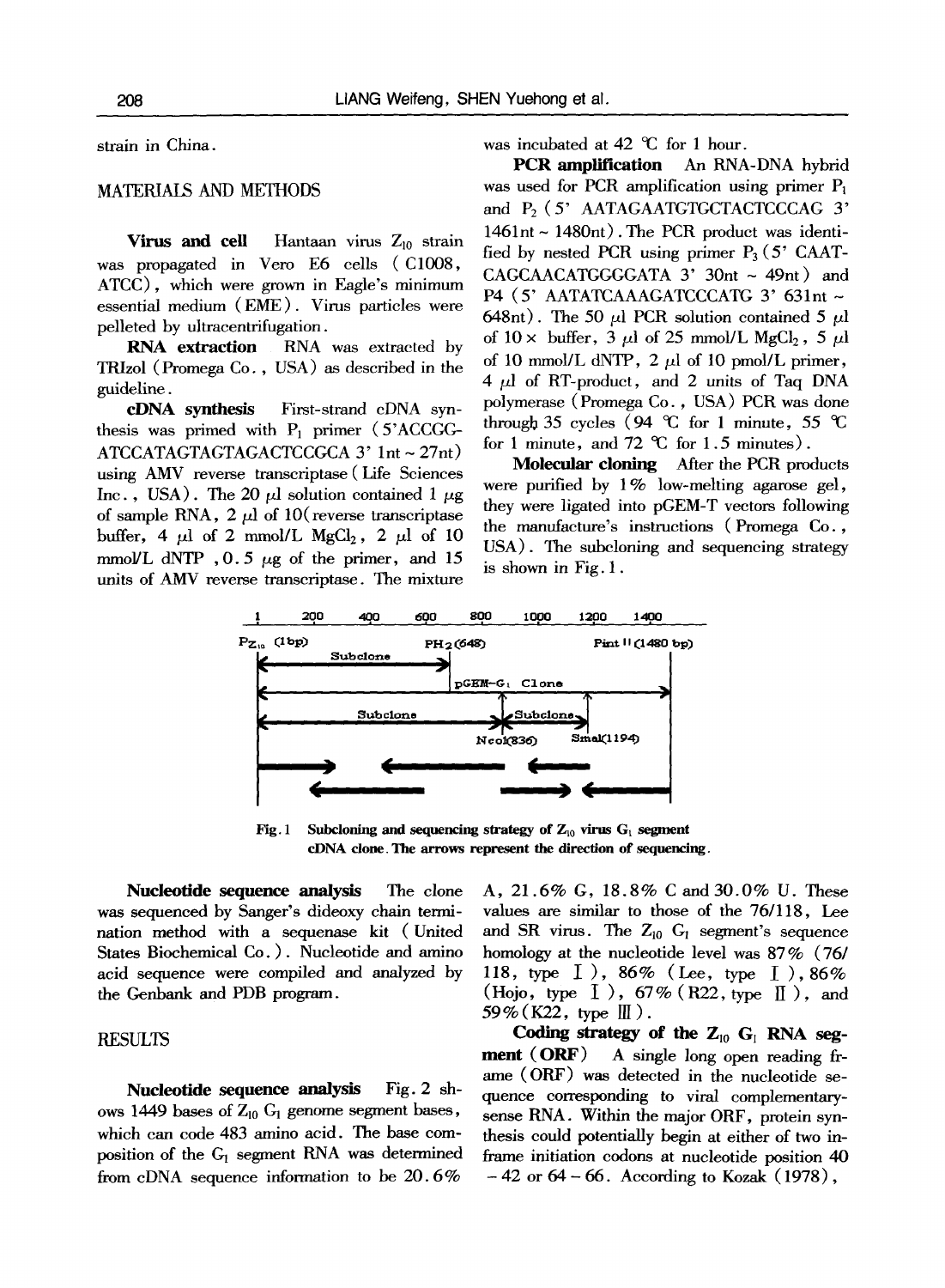strain in China.

## MATERIALS AND METHODS

**Virus and cell** Hantaan virus $Z_{10}$ strain was propagated in Vero E6 cells (C1008, ATCC), which were grown in Eagle's minimum essential medium (EME). Virus particles were pelleted by ultracentrifugation.

**RNA extraction** RNA was extracted by TRIzol (Promega Co., USA) as described in the guideline.

**cDNA synthesis** First-strand cDNA synthesis was primed with $P_1$ primer (5'ACCGG-ATCCATAGTAGTAGACTCCGCA 3' 1nt ~ 27nt) using AMV reverse transcriptase (Life Sciences Inc., USA). The 20 μl solution contained 1 μg of sample RNA, 2 μl of 10(reverse transcriptase buffer, 4 μl of 2 mmol/L $MgCl_2$, 2 μl of 10 mmol/L dNTP, 0.5 μg of the primer, and 15 units of AMV reverse transcriptase. The mixture was incubated at 42 ℃ for 1 hour.

**PCR amplification** An RNA-DNA hybrid was used for PCR amplification using primer $P_1$ and $P_2$ (5' AATAGAATGTGCTACTCCCAG 3' 1461nt ~ 1480nt). The PCR product was identified by nested PCR using primer $P_3$ (5' CAATCAGCAACATGGGGATA 3' 30nt ~ 49nt) and P4 (5' AATATCAAAGATCCCATG 3' 631nt ~ 648nt). The 50 μl PCR solution contained 5 μl of 10× buffer, 3 μl of 25 mmol/L $MgCl_2$, 5 μl of 10 mmol/L dNTP, 2 μl of 10 pmol/L primer, 4 μl of RT-product, and 2 units of Taq DNA polymerase (Promega Co., USA) PCR was done through 35 cycles (94 ℃ for 1 minute, 55 ℃ for 1 minute, and 72 ℃ for 1.5 minutes).

**Molecular cloning** After the PCR products were purified by 1% low-melting agarose gel, they were ligated into pGEM-T vectors following the manufacture's instructions (Promega Co., USA). The subcloning and sequencing strategy is shown in Fig. 1.

Fig. 1 Subcloning and sequencing strategy of $Z_{10}$ virus $G_1$ segment cDNA clone. The arrows represent the direction of sequencing.

**Nucleotide sequence analysis** The clone was sequenced by Sanger's dideoxy chain termination method with a sequenase kit (United States Biochemical Co.). Nucleotide and amino acid sequence were compiled and analyzed by the Genbank and PDB program.

## RESULTS

**Nucleotide sequence analysis** Fig. 2 shows 1449 bases of $Z_{10}$ $G_1$ genome segment bases, which can code 483 amino acid. The base composition of the $G_1$ segment RNA was determined from cDNA sequence information to be 20.6% A, 21.6% G, 18.8% C and 30.0% U. These values are similar to those of the 76/118, Lee and SR virus. The $Z_{10}$ $G_1$ segment's sequence homology at the nucleotide level was 87% (76/118, type Ⅰ), 86% (Lee, type Ⅰ), 86% (Hojo, type Ⅰ), 67% (R22, type Ⅱ), and 59% (K22, type Ⅲ).

**Coding strategy of the $Z_{10}$ $G_1$ RNA segment (ORF)** A single long open reading frame (ORF) was detected in the nucleotide sequence corresponding to viral complementary-sense RNA. Within the major ORF, protein synthesis could potentially begin at either of two in-frame initiation codons at nucleotide position 40 - 42 or 64 - 66. According to Kozak (1978),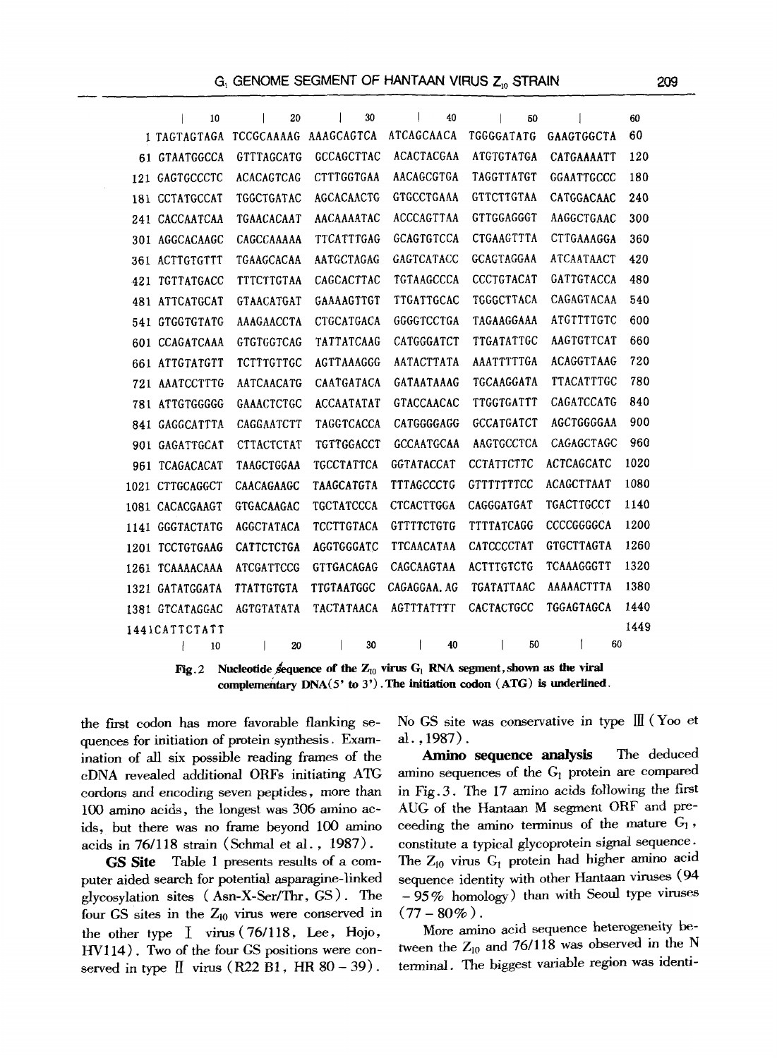```
        |   10      |   20      |   30      |   40      |   50      |          60
   1 TAGTAGTAGA TCCGCAAAAG AAAGCAGTCA ATCAGCAACA TGGGGATATG GAAGTGGCTA   60
  61 GTAATGGCCA GTTTAGCATG GCCAGCTTAC ACACTACGAA ATGTGTATGA CATGAAAATT  120
 121 GAGTGCCCTC ACACAGTCAG CTTTGGTGAA AACAGCGTGA TAGGTTATGT GGAATTGCCC  180
 181 CCTATGCCAT TGGCTGATAC AGCACAACTG GTGCCTGAAA GTTCTTGTAA CATGGACAAC  240
 241 CACCAATCAA TGAACACAAT AACAAAATAC ACCCAGTTAA GTTGGAGGGT AAGGCTGAAC  300
 301 AGGCACAAGC CAGCCAAAAA TTCATTTGAG GCAGTGTCCA CTGAAGTTTA CTTGAAAGGA  360
 361 ACTTGTGTTT TGAAGCACAA AATGCTAGAG GAGTCATACC GCAGTAGGAA ATCAATAACT  420
 421 TGTTATGACC TTTCTTGTAA CAGCACTTAC TGTAAGCCCA CCCTGTACAT GATTGTACCA  480
 481 ATTCATGCAT GTAACATGAT GAAAAGTTGT TTGATTGCAC TGGGCTTACA CAGAGTACAA  540
 541 GTGGTGTATG AAAGAACCTA CTGCATGACA GGGGTCCTGA TAGAAGGAAA ATGTTTTGTC  600
 601 CCAGATCAAA GTGTGGTCAG TATTATCAAG CATGGGATCT TTGATATTGC AAGTGTTCAT  660
 661 ATTGTATGTT TCTTTGTTGC AGTTAAAGGG AATACTTATA AAATTTTTGA ACAGGTTAAG  720
 721 AAATCCTTTG AATCAACATG CAATGATACA GATAATAAAG TGCAAGGATA TTACATTTGC  780
 781 ATTGTGGGGG GAAACTCTGC ACCAATATAT GTACCAACAC TTGGTGATTT CAGATCCATG  840
 841 GAGGCATTTA CAGGAATCTT TAGGTCACCA CATGGGGAGG GCCATGATCT AGCTGGGGAA  900
 901 GAGATTGCAT CTTACTCTAT TGTTGGACCT GCCAATGCAA AAGTGCCTCA CAGAGCTAGC  960
 961 TCAGACACAT TAAGCTGGAA TGCCTATTCA GGTATACCAT CCTATTCTTC ACTCAGCATC 1020
1021 CTTGCAGGCT CAACAGAAGC TAAGCATGTA TTTAGCCCTG GTTTTTTTCC ACAGCTTAAT 1080
1081 CACACGAAGT GTGACAAGAC TGCTATCCCA CTCACTTGGA CAGGGATGAT TGACTTGCCT 1140
1141 GGGTACTATG AGGCTATACA TCCTTGTACA GTTTTCTGTG TTTTATCAGG CCCCGGGGCA 1200
1201 TCCTGTGAAG CATTCTCTGA AGGTGGGATC TTCAACATAA CATCCCCTAT GTGCTTAGTA 1260
1261 TCAAAACAAA ATCGATTCCG GTTGACAGAG CAGCAAGTAA ACTTTGTCTG TCAAAGGGTT 1320
1321 GATATGGATA TTATTGTGTA TTGTAATGGC CAGAGGAA.AG TGATATTAAC AAAAACTTTA 1380
1381 GTCATAGGAC AGTGTATATA TACTATAACA AGTTTATTTT CACTACTGCC TGGAGTAGCA 1440
1441 CATTCTATT                                                          1449
        |   10      |   20      |   30      |   40      |   50      |   60
```

**Fig. 2** Nucleotide sequence of the $Z_{10}$ virus $G_1$ RNA segment, shown as the viral complementary DNA(5' to 3'). The initiation codon (ATG) is underlined.

the first codon has more favorable flanking sequences for initiation of protein synthesis. Examination of all six possible reading frames of the cDNA revealed additional ORFs initiating ATG cordons and encoding seven peptides, more than 100 amino acids, the longest was 306 amino acids, but there was no frame beyond 100 amino acids in 76/118 strain (Schmal et al., 1987).

**GS Site** Table 1 presents results of a computer aided search for potential asparagine-linked glycosylation sites (Asn-X-Ser/Thr, GS). The four GS sites in the $Z_{10}$ virus were conserved in the other type Ⅰ virus (76/118, Lee, Hojo, HV114). Two of the four GS positions were conserved in type Ⅱ virus (R22 B1, HR 80 – 39). No GS site was conservative in type Ⅲ (Yoo et al., 1987).

**Amino sequence analysis** The deduced amino sequences of the $G_1$ protein are compared in Fig. 3. The 17 amino acids following the first AUG of the Hantaan M segment ORF and preceeding the amino terminus of the mature $G_1$, constitute a typical glycoprotein signal sequence. The $Z_{10}$ virus $G_1$ protein had higher amino acid sequence identity with other Hantaan viruses (94 – 95% homology) than with Seoul type viruses (77 – 80%).

More amino acid sequence heterogeneity between the $Z_{10}$ and 76/118 was observed in the N terminal. The biggest variable region was identi-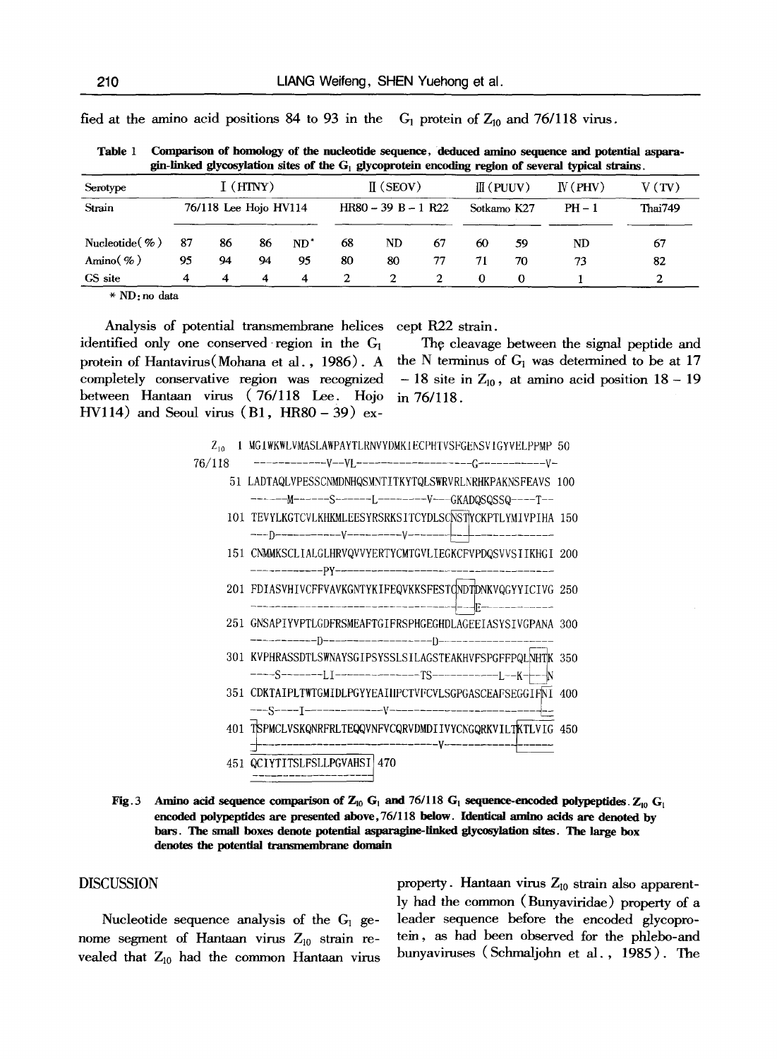fied at the amino acid positions 84 to 93 in the $G_1$ protein of $Z_{10}$ and 76/118 virus.

**Table 1 Comparison of homology of the nucleotide sequence, deduced amino sequence and potential asparagin-linked glycosylation sites of the $G_1$ glycoprotein encoding region of several typical strains.**

| Serotype | I (HTNY) | | | | II (SEOV) | | | III (PUUV) | | IV (PHV) | V (TV) |
|---|---|---|---|---|---|---|---|---|---|---|---|
| Strain | 76/118 | Lee | Hojo | HV114 | HR80-39 | B-1 | R22 | Sotkamo | K27 | PH-1 | Thai749 |
| Nucleotide(%) | 87 | 86 | 86 | ND* | 68 | ND | 67 | 60 | 59 | ND | 67 |
| Amino(%) | 95 | 94 | 94 | 95 | 80 | 80 | 77 | 71 | 70 | 73 | 82 |
| GS site | 4 | 4 | 4 | 4 | 2 | 2 | 2 | 0 | 0 | 1 | 2 |

* ND: no data

Analysis of potential transmembrane helices identified only one conserved region in the $G_1$ protein of Hantavirus (Mohana et al., 1986). A completely conservative region was recognized between Hantaan virus (76/118 Lee. Hojo HV114) and Seoul virus (B1, HR80-39) except R22 strain.

The cleavage between the signal peptide and the N terminus of $G_1$ was determined to be at 17-18 site in $Z_{10}$, at amino acid position 18-19 in 76/118.

```
Z10     1 MGIWKWLVMASLAWPAYTLRNVYDMKIECPHTVSFGENSVIGYVELPPMP  50
76/118    -----------V--VL-----------------G-----------V-
       51 LADTAQLVPESSCNMDNHQSMNTITKYTQLSWRVRLNRHKPAKNSFEAVS 100
          -----M------S------L--------V---GKADQSQSSQ----T--
      101 TEVYLKGTCVLKHKMLEESYRSRKSITCYDLSCNSTYCKPTLYMIVPIHA 150
          ---D----------V---------V------------------------
      151 CNMMKSCLIALGLHRVQVVYERTYCMTGVLIEGKCFVPDQSVVSIIKHGI 200
          -----------PY------------------------------------
      201 FDIASVHIVCFFVAVKGNTYKIFEQVKKSFESTCNDTDNKVQGYYICIVG 250
          -------------------------------------E-----------
      251 GNSAPIYVPTLGDFRSMEAFTGIFRSPHGEGHDLAGEEIASYSIVGPANA 300
          -----------D-----------------D-------------------
      301 KVPHRASSDTLSWNAYSGIPSYSSLSILAGSTEAKHVFSPGFFPQLNHTK 350
          ----S-------LI--------------TS-----------L--K---N
      351 CDKTAIPLTWTGMIDLPGYYEAIHPCTVFCVLSGPGASCEAFSEGGIFNI 400
          ---S----I-------------V--------------------------
      401 TSPMCLVSKQNRFRLTEQQVNFVCQRVDMDIIVYCNGQRKVILTKTLVIG 450
          -------------------------------V-----------------
      451 QCIYTITSLFSLLPGVAHSI 470
          --------------------
```

**Fig.3 Amino acid sequence comparison of $Z_{10}$ $G_1$ and 76/118 $G_1$ sequence-encoded polypeptides. $Z_{10}$ $G_1$ encoded polypeptides are presented above, 76/118 below. Identical amino acids are denoted by bars. The small boxes denote potential asparagine-linked glycosylation sites. The large box denotes the potential transmembrane domain**

## DISCUSSION

Nucleotide sequence analysis of the $G_1$ genome segment of Hantaan virus $Z_{10}$ strain revealed that $Z_{10}$ had the common Hantaan virus property. Hantaan virus $Z_{10}$ strain also apparently had the common (Bunyaviridae) property of a leader sequence before the encoded glycoprotein, as had been observed for the phlebo-and bunyaviruses (Schmaljohn et al., 1985). The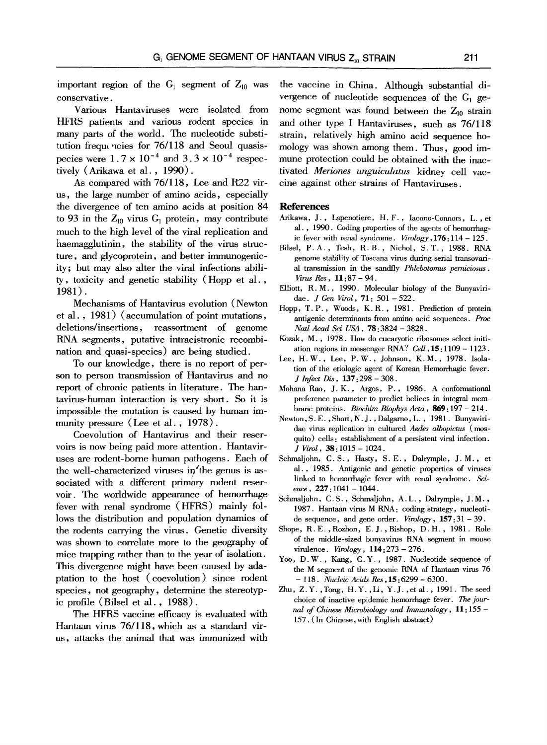important region of the $G_1$ segment of $Z_{10}$ was conservative.

Various Hantaviruses were isolated from HFRS patients and various rodent species in many parts of the world. The nucleotide substitution frequencies for 76/118 and Seoul quasispecies were $1.7 \times 10^{-4}$ and $3.3 \times 10^{-4}$ respectively (Arikawa et al., 1990).

As compared with 76/118, Lee and R22 virus, the large number of amino acids, especially the divergence of ten amino acids at position 84 to 93 in the $Z_{10}$ virus $G_1$ protein, may contribute much to the high level of the viral replication and haemagglutinin, the stability of the virus structure, and glycoprotein, and better immunogenicity; but may also alter the viral infections ability, toxicity and genetic stability (Hopp et al., 1981).

Mechanisms of Hantavirus evolution (Newton et al., 1981) (accumulation of point mutations, deletions/insertions, reassortment of genome RNA segments, putative intracistronic recombination and quasi-species) are being studied.

To our knowledge, there is no report of person to person transmission of Hantavirus and no report of chronic patients in literature. The hantavirus-human interaction is very short. So it is impossible the mutation is caused by human immunity pressure (Lee et al., 1978).

Coevolution of Hantavirus and their reservoirs is now being paid more attention. Hantaviruses are rodent-borne human pathogens. Each of the well-characterized viruses in the genus is associated with a different primary rodent reservoir. The worldwide appearance of hemorrhage fever with renal syndrome (HFRS) mainly follows the distribution and population dynamics of the rodents carrying the virus. Genetic diversity was shown to correlate more to the geography of mice trapping rather than to the year of isolation. This divergence might have been caused by adaptation to the host (coevolution) since rodent species, not geography, determine the stereotypic profile (Bilsel et al., 1988).

The HFRS vaccine efficacy is evaluated with Hantaan virus 76/118, which as a standard virus, attacks the animal that was immunized with the vaccine in China. Although substantial divergence of nucleotide sequences of the $G_1$ genome segment was found between the $Z_{10}$ strain and other type I Hantaviruses, such as 76/118 strain, relatively high amino acid sequence homology was shown among them. Thus, good immune protection could be obtained with the inactivated *Meriones unguiculatus* kidney cell vaccine against other strains of Hantaviruses.

## References

Arikawa, J., Lapenotiere, H. F., Iacono-Connors, L., et al., 1990. Coding properties of the agents of hemorrhagic fever with renal syndrome. *Virology*, **176**: 114 – 125.

Bilsel, P. A., Tesh, R. B., Nichol, S. T., 1988. RNA genome stability of Toscana virus during serial transovarial transmission in the sandfly *Phlebotomus perniciosus*. *Virus Res*, **11**: 87 – 94.

Elliott, R. M., 1990. Molecular biology of the Bunyaviridae. *J Gen Virol*, **71**: 501 – 522.

Hopp, T. P., Woods, K. R., 1981. Prediction of protein antigenic determinants from amino acid sequences. *Proc Natl Acad Sci USA*, **78**: 3824 – 3828.

Kozak, M., 1978. How do eucaryotic ribosomes select initiation regions in messenger RNA? *Cell*, **15**: 1109 – 1123.

Lee, H. W., Lee, P. W., Johnson, K. M., 1978. Isolation of the etiologic agent of Korean Hemorrhagic fever. *J Infect Dis*, **137**: 298 – 308.

Mohana Rao, J. K., Argos, P., 1986. A conformational preference parameter to predict helices in integral membrane proteins. *Biochim Biophys Acta*, **869**: 197 – 214.

Newton, S. E., Short, N. J., Dalgarno, L., 1981. Bunyaviridae virus replication in cultured *Aedes albopictus* (mosquito) cells: establishment of a persistent viral infection. *J Virol*, **38**: 1015 – 1024.

Schmaljohn, C. S., Hasty, S. E., Dalrymple, J. M., et al., 1985. Antigenic and genetic properties of viruses linked to hemorrhagic fever with renal syndrome. *Science*, **227**: 1041 – 1044.

Schmaljohn, C. S., Schmaljohn, A. L., Dalrymple, J. M., 1987. Hantaan virus M RNA: coding strategy, nucleotide sequence, and gene order. *Virology*, **157**: 31 – 39.

Shope, R. E., Rozhon, E. J., Bishop, D. H., 1981. Role of the middle-sized bunyavirus RNA segment in mouse virulence. *Virology*, **114**: 273 – 276.

Yoo, D. W., Kang, C. Y., 1987. Nucleotide sequence of the M segment of the genomic RNA of Hantaan virus 76 – 118. *Nucleic Acids Res*, **15**: 6299 – 6300.

Zhu, Z. Y., Tong, H. Y., Li, Y. J., et al., 1991. The seed choice of inactive epidemic hemorrhage fever. *The journal of Chinese Microbiology and Immunology*, **11**: 155 – 157. (In Chinese, with English abstract)